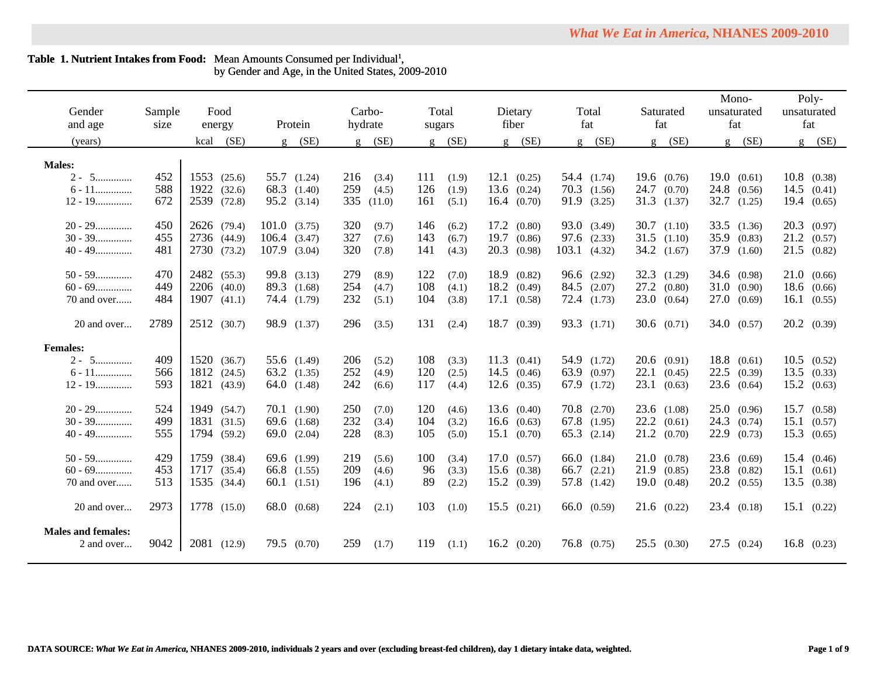**Table 1. Nutrient Intakes from Food:** Mean Amounts Consumed per Individual[1], by Gender and Age, in the United States, 2009-2010

| Gender and age (years) | Sample size | Food energy kcal | (SE) | Protein g | (SE) | Carbohydrate g | (SE) | Total sugars g | (SE) | Dietary fiber g | (SE) | Total fat g | (SE) | Saturated fat g | (SE) | Monounsaturated fat g | (SE) | Polyunsaturated fat g | (SE) |
|---|---|---|---|---|---|---|---|---|---|---|---|---|---|---|---|---|---|---|---|
| **Males:** | | | | | | | | | | | | | | | | | | | |
| 2 - 5 | 452 | 1553 | (25.6) | 55.7 | (1.24) | 216 | (3.4) | 111 | (1.9) | 12.1 | (0.25) | 54.4 | (1.74) | 19.6 | (0.76) | 19.0 | (0.61) | 10.8 | (0.38) |
| 6 - 11 | 588 | 1922 | (32.6) | 68.3 | (1.40) | 259 | (4.5) | 126 | (1.9) | 13.6 | (0.24) | 70.3 | (1.56) | 24.7 | (0.70) | 24.8 | (0.56) | 14.5 | (0.41) |
| 12 - 19 | 672 | 2539 | (72.8) | 95.2 | (3.14) | 335 | (11.0) | 161 | (5.1) | 16.4 | (0.70) | 91.9 | (3.25) | 31.3 | (1.37) | 32.7 | (1.25) | 19.4 | (0.65) |
| 20 - 29 | 450 | 2626 | (79.4) | 101.0 | (3.75) | 320 | (9.7) | 146 | (6.2) | 17.2 | (0.80) | 93.0 | (3.49) | 30.7 | (1.10) | 33.5 | (1.36) | 20.3 | (0.97) |
| 30 - 39 | 455 | 2736 | (44.9) | 106.4 | (3.47) | 327 | (7.6) | 143 | (6.7) | 19.7 | (0.86) | 97.6 | (2.33) | 31.5 | (1.10) | 35.9 | (0.83) | 21.2 | (0.57) |
| 40 - 49 | 481 | 2730 | (73.2) | 107.9 | (3.04) | 320 | (7.8) | 141 | (4.3) | 20.3 | (0.98) | 103.1 | (4.32) | 34.2 | (1.67) | 37.9 | (1.60) | 21.5 | (0.82) |
| 50 - 59 | 470 | 2482 | (55.3) | 99.8 | (3.13) | 279 | (8.9) | 122 | (7.0) | 18.9 | (0.82) | 96.6 | (2.92) | 32.3 | (1.29) | 34.6 | (0.98) | 21.0 | (0.66) |
| 60 - 69 | 449 | 2206 | (40.0) | 89.3 | (1.68) | 254 | (4.7) | 108 | (4.1) | 18.2 | (0.49) | 84.5 | (2.07) | 27.2 | (0.80) | 31.0 | (0.90) | 18.6 | (0.66) |
| 70 and over | 484 | 1907 | (41.1) | 74.4 | (1.79) | 232 | (5.1) | 104 | (3.8) | 17.1 | (0.58) | 72.4 | (1.73) | 23.0 | (0.64) | 27.0 | (0.69) | 16.1 | (0.55) |
| 20 and over | 2789 | 2512 | (30.7) | 98.9 | (1.37) | 296 | (3.5) | 131 | (2.4) | 18.7 | (0.39) | 93.3 | (1.71) | 30.6 | (0.71) | 34.0 | (0.57) | 20.2 | (0.39) |
| **Females:** | | | | | | | | | | | | | | | | | | | |
| 2 - 5 | 409 | 1520 | (36.7) | 55.6 | (1.49) | 206 | (5.2) | 108 | (3.3) | 11.3 | (0.41) | 54.9 | (1.72) | 20.6 | (0.91) | 18.8 | (0.61) | 10.5 | (0.52) |
| 6 - 11 | 566 | 1812 | (24.5) | 63.2 | (1.35) | 252 | (4.9) | 120 | (2.5) | 14.5 | (0.46) | 63.9 | (0.97) | 22.1 | (0.45) | 22.5 | (0.39) | 13.5 | (0.33) |
| 12 - 19 | 593 | 1821 | (43.9) | 64.0 | (1.48) | 242 | (6.6) | 117 | (4.4) | 12.6 | (0.35) | 67.9 | (1.72) | 23.1 | (0.63) | 23.6 | (0.64) | 15.2 | (0.63) |
| 20 - 29 | 524 | 1949 | (54.7) | 70.1 | (1.90) | 250 | (7.0) | 120 | (4.6) | 13.6 | (0.40) | 70.8 | (2.70) | 23.6 | (1.08) | 25.0 | (0.96) | 15.7 | (0.58) |
| 30 - 39 | 499 | 1831 | (31.5) | 69.6 | (1.68) | 232 | (3.4) | 104 | (3.2) | 16.6 | (0.63) | 67.8 | (1.95) | 22.2 | (0.61) | 24.3 | (0.74) | 15.1 | (0.57) |
| 40 - 49 | 555 | 1794 | (59.2) | 69.0 | (2.04) | 228 | (8.3) | 105 | (5.0) | 15.1 | (0.70) | 65.3 | (2.14) | 21.2 | (0.70) | 22.9 | (0.73) | 15.3 | (0.65) |
| 50 - 59 | 429 | 1759 | (38.4) | 69.6 | (1.99) | 219 | (5.6) | 100 | (3.4) | 17.0 | (0.57) | 66.0 | (1.84) | 21.0 | (0.78) | 23.6 | (0.69) | 15.4 | (0.46) |
| 60 - 69 | 453 | 1717 | (35.4) | 66.8 | (1.55) | 209 | (4.6) | 96 | (3.3) | 15.6 | (0.38) | 66.7 | (2.21) | 21.9 | (0.85) | 23.8 | (0.82) | 15.1 | (0.61) |
| 70 and over | 513 | 1535 | (34.4) | 60.1 | (1.51) | 196 | (4.1) | 89 | (2.2) | 15.2 | (0.39) | 57.8 | (1.42) | 19.0 | (0.48) | 20.2 | (0.55) | 13.5 | (0.38) |
| 20 and over | 2973 | 1778 | (15.0) | 68.0 | (0.68) | 224 | (2.1) | 103 | (1.0) | 15.5 | (0.21) | 66.0 | (0.59) | 21.6 | (0.22) | 23.4 | (0.18) | 15.1 | (0.22) |
| **Males and females:** | | | | | | | | | | | | | | | | | | | |
| 2 and over | 9042 | 2081 | (12.9) | 79.5 | (0.70) | 259 | (1.7) | 119 | (1.1) | 16.2 | (0.20) | 76.8 | (0.75) | 25.5 | (0.30) | 27.5 | (0.24) | 16.8 | (0.23) |

**DATA SOURCE:** ***What We Eat in America*****, NHANES 2009-2010, individuals 2 years and over (excluding breast-fed children), day 1 dietary intake data, weighted.**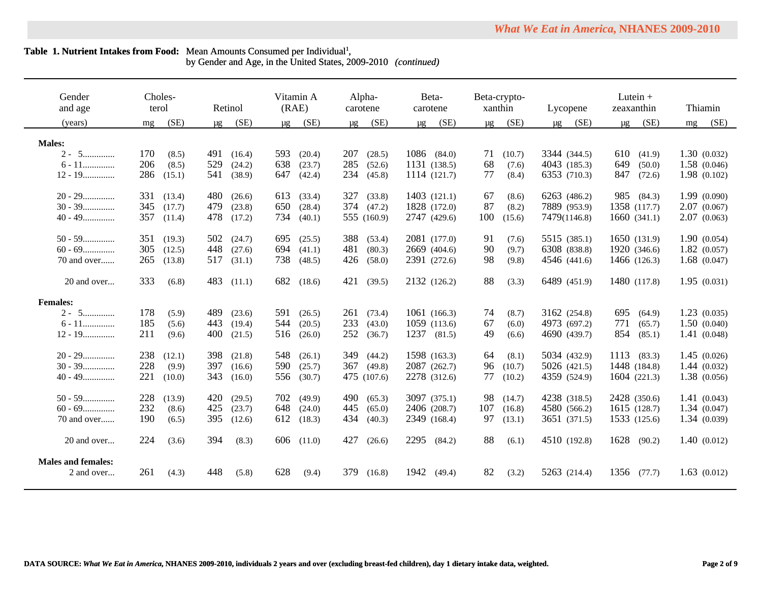**Table 1. Nutrient Intakes from Food:** Mean Amounts Consumed per Individual[1], by Gender and Age, in the United States, 2009-2010 *(continued)*

| Gender and age | Choles-terol | | Retinol | | Vitamin A (RAE) | | Alpha-carotene | | Beta-carotene | | Beta-crypto-xanthin | | Lycopene | | Lutein + zeaxanthin | | Thiamin | |
|---|---|---|---|---|---|---|---|---|---|---|---|---|---|---|---|---|---|---|
| (years) | mg | (SE) | µg | (SE) | µg | (SE) | µg | (SE) | µg | (SE) | µg | (SE) | µg | (SE) | µg | (SE) | mg | (SE) |
| **Males:** | | | | | | | | | | | | | | | | | | |
| 2 - 5............. | 170 | (8.5) | 491 | (16.4) | 593 | (20.4) | 207 | (28.5) | 1086 | (84.0) | 71 | (10.7) | 3344 | (344.5) | 610 | (41.9) | 1.30 | (0.032) |
| 6 - 11............. | 206 | (8.5) | 529 | (24.2) | 638 | (23.7) | 285 | (52.6) | 1131 | (138.5) | 68 | (7.6) | 4043 | (185.3) | 649 | (50.0) | 1.58 | (0.046) |
| 12 - 19............. | 286 | (15.1) | 541 | (38.9) | 647 | (42.4) | 234 | (45.8) | 1114 | (121.7) | 77 | (8.4) | 6353 | (710.3) | 847 | (72.6) | 1.98 | (0.102) |
| 20 - 29............. | 331 | (13.4) | 480 | (26.6) | 613 | (33.4) | 327 | (33.8) | 1403 | (121.1) | 67 | (8.6) | 6263 | (486.2) | 985 | (84.3) | 1.99 | (0.090) |
| 30 - 39............. | 345 | (17.7) | 479 | (23.8) | 650 | (28.4) | 374 | (47.2) | 1828 | (172.0) | 87 | (8.2) | 7889 | (953.9) | 1358 | (117.7) | 2.07 | (0.067) |
| 40 - 49............. | 357 | (11.4) | 478 | (17.2) | 734 | (40.1) | 555 | (160.9) | 2747 | (429.6) | 100 | (15.6) | 7479 | (1146.8) | 1660 | (341.1) | 2.07 | (0.063) |
| 50 - 59............. | 351 | (19.3) | 502 | (24.7) | 695 | (25.5) | 388 | (53.4) | 2081 | (177.0) | 91 | (7.6) | 5515 | (385.1) | 1650 | (131.9) | 1.90 | (0.054) |
| 60 - 69............. | 305 | (12.5) | 448 | (27.6) | 694 | (41.1) | 481 | (80.3) | 2669 | (404.6) | 90 | (9.7) | 6308 | (838.8) | 1920 | (346.6) | 1.82 | (0.057) |
| 70 and over...... | 265 | (13.8) | 517 | (31.1) | 738 | (48.5) | 426 | (58.0) | 2391 | (272.6) | 98 | (9.8) | 4546 | (441.6) | 1466 | (126.3) | 1.68 | (0.047) |
| 20 and over... | 333 | (6.8) | 483 | (11.1) | 682 | (18.6) | 421 | (39.5) | 2132 | (126.2) | 88 | (3.3) | 6489 | (451.9) | 1480 | (117.8) | 1.95 | (0.031) |
| **Females:** | | | | | | | | | | | | | | | | | | |
| 2 - 5............. | 178 | (5.9) | 489 | (23.6) | 591 | (26.5) | 261 | (73.4) | 1061 | (166.3) | 74 | (8.7) | 3162 | (254.8) | 695 | (64.9) | 1.23 | (0.035) |
| 6 - 11............. | 185 | (5.6) | 443 | (19.4) | 544 | (20.5) | 233 | (43.0) | 1059 | (113.6) | 67 | (6.0) | 4973 | (697.2) | 771 | (65.7) | 1.50 | (0.040) |
| 12 - 19............. | 211 | (9.6) | 400 | (21.5) | 516 | (26.0) | 252 | (36.7) | 1237 | (81.5) | 49 | (6.6) | 4690 | (439.7) | 854 | (85.1) | 1.41 | (0.048) |
| 20 - 29............. | 238 | (12.1) | 398 | (21.8) | 548 | (26.1) | 349 | (44.2) | 1598 | (163.3) | 64 | (8.1) | 5034 | (432.9) | 1113 | (83.3) | 1.45 | (0.026) |
| 30 - 39............. | 228 | (9.9) | 397 | (16.6) | 590 | (25.7) | 367 | (49.8) | 2087 | (262.7) | 96 | (10.7) | 5026 | (421.5) | 1448 | (184.8) | 1.44 | (0.032) |
| 40 - 49............. | 221 | (10.0) | 343 | (16.0) | 556 | (30.7) | 475 | (107.6) | 2278 | (312.6) | 77 | (10.2) | 4359 | (524.9) | 1604 | (221.3) | 1.38 | (0.056) |
| 50 - 59............. | 228 | (13.9) | 420 | (29.5) | 702 | (49.9) | 490 | (65.3) | 3097 | (375.1) | 98 | (14.7) | 4238 | (318.5) | 2428 | (350.6) | 1.41 | (0.043) |
| 60 - 69............. | 232 | (8.6) | 425 | (23.7) | 648 | (24.0) | 445 | (65.0) | 2406 | (208.7) | 107 | (16.8) | 4580 | (566.2) | 1615 | (128.7) | 1.34 | (0.047) |
| 70 and over...... | 190 | (6.5) | 395 | (12.6) | 612 | (18.3) | 434 | (40.3) | 2349 | (168.4) | 97 | (13.1) | 3651 | (371.5) | 1533 | (125.6) | 1.34 | (0.039) |
| 20 and over... | 224 | (3.6) | 394 | (8.3) | 606 | (11.0) | 427 | (26.6) | 2295 | (84.2) | 88 | (6.1) | 4510 | (192.8) | 1628 | (90.2) | 1.40 | (0.012) |
| **Males and females:** | | | | | | | | | | | | | | | | | | |
| 2 and over... | 261 | (4.3) | 448 | (5.8) | 628 | (9.4) | 379 | (16.8) | 1942 | (49.4) | 82 | (3.2) | 5263 | (214.4) | 1356 | (77.7) | 1.63 | (0.012) |

**DATA SOURCE:** ***What We Eat in America*****, NHANES 2009-2010, individuals 2 years and over (excluding breast-fed children), day 1 dietary intake data, weighted.**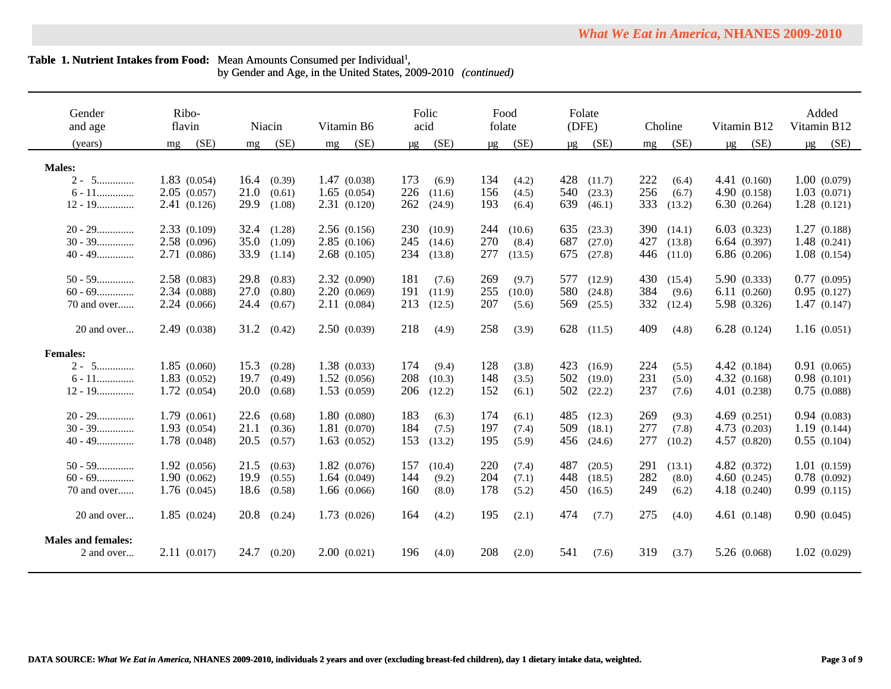**Table 1. Nutrient Intakes from Food:** Mean Amounts Consumed per Individual[1], by Gender and Age, in the United States, 2009-2010 *(continued)*

| Gender and age (years) | Riboflavin mg | (SE) | Niacin mg | (SE) | Vitamin B6 mg | (SE) | Folic acid µg | (SE) | Food folate µg | (SE) | Folate (DFE) µg | (SE) | Choline mg | (SE) | Vitamin B12 µg | (SE) | Added Vitamin B12 µg | (SE) |
|---|---|---|---|---|---|---|---|---|---|---|---|---|---|---|---|---|---|---|
| **Males:** | | | | | | | | | | | | | | | | | | |
| 2 - 5 | 1.83 | (0.054) | 16.4 | (0.39) | 1.47 | (0.038) | 173 | (6.9) | 134 | (4.2) | 428 | (11.7) | 222 | (6.4) | 4.41 | (0.160) | 1.00 | (0.079) |
| 6 - 11 | 2.05 | (0.057) | 21.0 | (0.61) | 1.65 | (0.054) | 226 | (11.6) | 156 | (4.5) | 540 | (23.3) | 256 | (6.7) | 4.90 | (0.158) | 1.03 | (0.071) |
| 12 - 19 | 2.41 | (0.126) | 29.9 | (1.08) | 2.31 | (0.120) | 262 | (24.9) | 193 | (6.4) | 639 | (46.1) | 333 | (13.2) | 6.30 | (0.264) | 1.28 | (0.121) |
| 20 - 29 | 2.33 | (0.109) | 32.4 | (1.28) | 2.56 | (0.156) | 230 | (10.9) | 244 | (10.6) | 635 | (23.3) | 390 | (14.1) | 6.03 | (0.323) | 1.27 | (0.188) |
| 30 - 39 | 2.58 | (0.096) | 35.0 | (1.09) | 2.85 | (0.106) | 245 | (14.6) | 270 | (8.4) | 687 | (27.0) | 427 | (13.8) | 6.64 | (0.397) | 1.48 | (0.241) |
| 40 - 49 | 2.71 | (0.086) | 33.9 | (1.14) | 2.68 | (0.105) | 234 | (13.8) | 277 | (13.5) | 675 | (27.8) | 446 | (11.0) | 6.86 | (0.206) | 1.08 | (0.154) |
| 50 - 59 | 2.58 | (0.083) | 29.8 | (0.83) | 2.32 | (0.090) | 181 | (7.6) | 269 | (9.7) | 577 | (12.9) | 430 | (15.4) | 5.90 | (0.333) | 0.77 | (0.095) |
| 60 - 69 | 2.34 | (0.088) | 27.0 | (0.80) | 2.20 | (0.069) | 191 | (11.9) | 255 | (10.0) | 580 | (24.8) | 384 | (9.6) | 6.11 | (0.260) | 0.95 | (0.127) |
| 70 and over | 2.24 | (0.066) | 24.4 | (0.67) | 2.11 | (0.084) | 213 | (12.5) | 207 | (5.6) | 569 | (25.5) | 332 | (12.4) | 5.98 | (0.326) | 1.47 | (0.147) |
| 20 and over | 2.49 | (0.038) | 31.2 | (0.42) | 2.50 | (0.039) | 218 | (4.9) | 258 | (3.9) | 628 | (11.5) | 409 | (4.8) | 6.28 | (0.124) | 1.16 | (0.051) |
| **Females:** | | | | | | | | | | | | | | | | | | |
| 2 - 5 | 1.85 | (0.060) | 15.3 | (0.28) | 1.38 | (0.033) | 174 | (9.4) | 128 | (3.8) | 423 | (16.9) | 224 | (5.5) | 4.42 | (0.184) | 0.91 | (0.065) |
| 6 - 11 | 1.83 | (0.052) | 19.7 | (0.49) | 1.52 | (0.056) | 208 | (10.3) | 148 | (3.5) | 502 | (19.0) | 231 | (5.0) | 4.32 | (0.168) | 0.98 | (0.101) |
| 12 - 19 | 1.72 | (0.054) | 20.0 | (0.68) | 1.53 | (0.059) | 206 | (12.2) | 152 | (6.1) | 502 | (22.2) | 237 | (7.6) | 4.01 | (0.238) | 0.75 | (0.088) |
| 20 - 29 | 1.79 | (0.061) | 22.6 | (0.68) | 1.80 | (0.080) | 183 | (6.3) | 174 | (6.1) | 485 | (12.3) | 269 | (9.3) | 4.69 | (0.251) | 0.94 | (0.083) |
| 30 - 39 | 1.93 | (0.054) | 21.1 | (0.36) | 1.81 | (0.070) | 184 | (7.5) | 197 | (7.4) | 509 | (18.1) | 277 | (7.8) | 4.73 | (0.203) | 1.19 | (0.144) |
| 40 - 49 | 1.78 | (0.048) | 20.5 | (0.57) | 1.63 | (0.052) | 153 | (13.2) | 195 | (5.9) | 456 | (24.6) | 277 | (10.2) | 4.57 | (0.820) | 0.55 | (0.104) |
| 50 - 59 | 1.92 | (0.056) | 21.5 | (0.63) | 1.82 | (0.076) | 157 | (10.4) | 220 | (7.4) | 487 | (20.5) | 291 | (13.1) | 4.82 | (0.372) | 1.01 | (0.159) |
| 60 - 69 | 1.90 | (0.062) | 19.9 | (0.55) | 1.64 | (0.049) | 144 | (9.2) | 204 | (7.1) | 448 | (18.5) | 282 | (8.0) | 4.60 | (0.245) | 0.78 | (0.092) |
| 70 and over | 1.76 | (0.045) | 18.6 | (0.58) | 1.66 | (0.066) | 160 | (8.0) | 178 | (5.2) | 450 | (16.5) | 249 | (6.2) | 4.18 | (0.240) | 0.99 | (0.115) |
| 20 and over | 1.85 | (0.024) | 20.8 | (0.24) | 1.73 | (0.026) | 164 | (4.2) | 195 | (2.1) | 474 | (7.7) | 275 | (4.0) | 4.61 | (0.148) | 0.90 | (0.045) |
| **Males and females:** | | | | | | | | | | | | | | | | | | |
| 2 and over | 2.11 | (0.017) | 24.7 | (0.20) | 2.00 | (0.021) | 196 | (4.0) | 208 | (2.0) | 541 | (7.6) | 319 | (3.7) | 5.26 | (0.068) | 1.02 | (0.029) |

**DATA SOURCE:** ***What We Eat in America*, NHANES 2009-2010, individuals 2 years and over (excluding breast-fed children), day 1 dietary intake data, weighted.**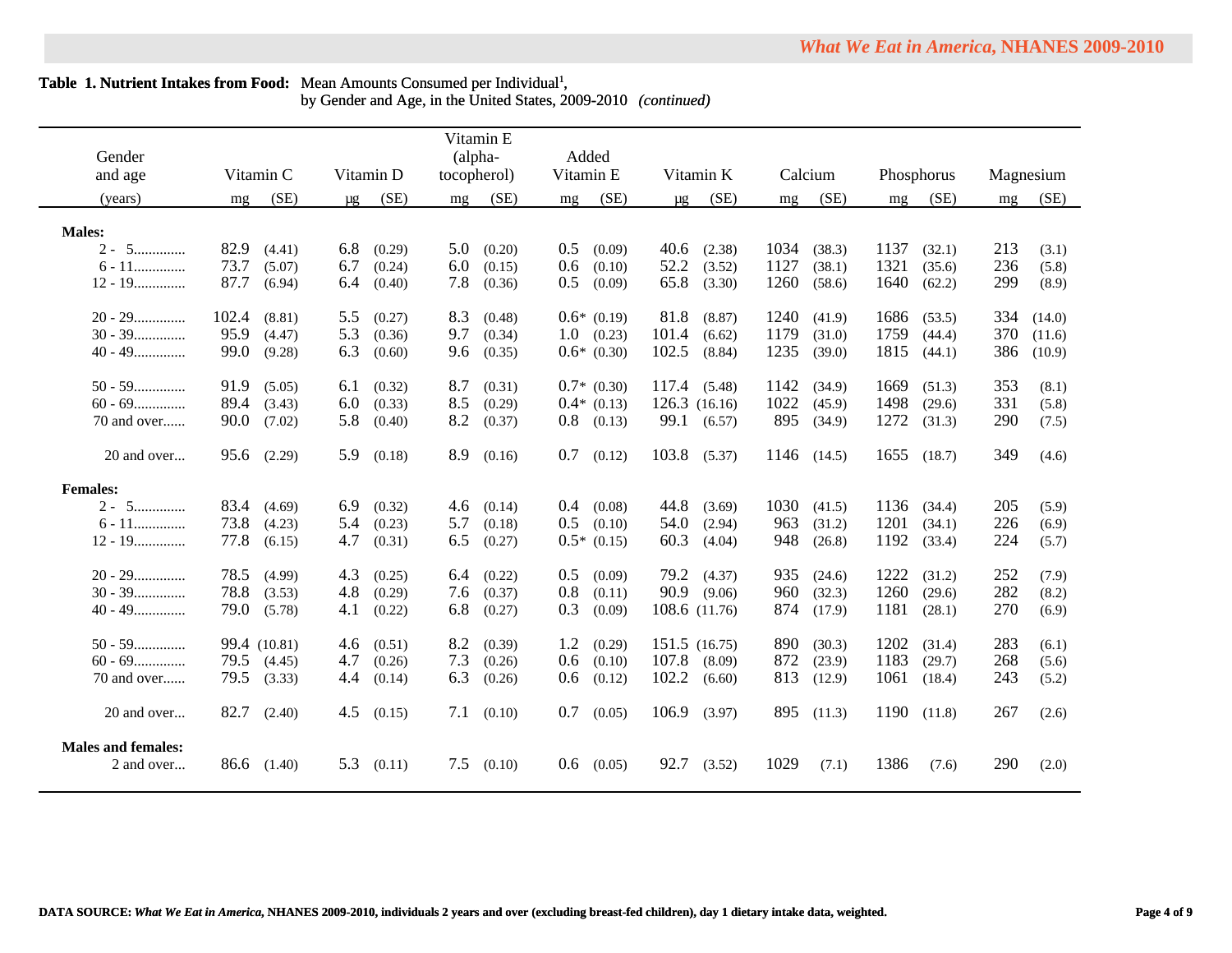**Table 1. Nutrient Intakes from Food:** Mean Amounts Consumed per Individual[1], by Gender and Age, in the United States, 2009-2010 *(continued)*

| Gender and age (years) | Vitamin C mg | (SE) | Vitamin D µg | (SE) | Vitamin E (alpha-tocopherol) mg | (SE) | Added Vitamin E mg | (SE) | Vitamin K µg | (SE) | Calcium mg | (SE) | Phosphorus mg | (SE) | Magnesium mg | (SE) |
|---|---|---|---|---|---|---|---|---|---|---|---|---|---|---|---|---|
| **Males:** | | | | | | | | | | | | | | | | |
| 2 - 5 | 82.9 | (4.41) | 6.8 | (0.29) | 5.0 | (0.20) | 0.5 | (0.09) | 40.6 | (2.38) | 1034 | (38.3) | 1137 | (32.1) | 213 | (3.1) |
| 6 - 11 | 73.7 | (5.07) | 6.7 | (0.24) | 6.0 | (0.15) | 0.6 | (0.10) | 52.2 | (3.52) | 1127 | (38.1) | 1321 | (35.6) | 236 | (5.8) |
| 12 - 19 | 87.7 | (6.94) | 6.4 | (0.40) | 7.8 | (0.36) | 0.5 | (0.09) | 65.8 | (3.30) | 1260 | (58.6) | 1640 | (62.2) | 299 | (8.9) |
| 20 - 29 | 102.4 | (8.81) | 5.5 | (0.27) | 8.3 | (0.48) | 0.6* | (0.19) | 81.8 | (8.87) | 1240 | (41.9) | 1686 | (53.5) | 334 | (14.0) |
| 30 - 39 | 95.9 | (4.47) | 5.3 | (0.36) | 9.7 | (0.34) | 1.0 | (0.23) | 101.4 | (6.62) | 1179 | (31.0) | 1759 | (44.4) | 370 | (11.6) |
| 40 - 49 | 99.0 | (9.28) | 6.3 | (0.60) | 9.6 | (0.35) | 0.6* | (0.30) | 102.5 | (8.84) | 1235 | (39.0) | 1815 | (44.1) | 386 | (10.9) |
| 50 - 59 | 91.9 | (5.05) | 6.1 | (0.32) | 8.7 | (0.31) | 0.7* | (0.30) | 117.4 | (5.48) | 1142 | (34.9) | 1669 | (51.3) | 353 | (8.1) |
| 60 - 69 | 89.4 | (3.43) | 6.0 | (0.33) | 8.5 | (0.29) | 0.4* | (0.13) | 126.3 | (16.16) | 1022 | (45.9) | 1498 | (29.6) | 331 | (5.8) |
| 70 and over | 90.0 | (7.02) | 5.8 | (0.40) | 8.2 | (0.37) | 0.8 | (0.13) | 99.1 | (6.57) | 895 | (34.9) | 1272 | (31.3) | 290 | (7.5) |
| 20 and over | 95.6 | (2.29) | 5.9 | (0.18) | 8.9 | (0.16) | 0.7 | (0.12) | 103.8 | (5.37) | 1146 | (14.5) | 1655 | (18.7) | 349 | (4.6) |
| **Females:** | | | | | | | | | | | | | | | | |
| 2 - 5 | 83.4 | (4.69) | 6.9 | (0.32) | 4.6 | (0.14) | 0.4 | (0.08) | 44.8 | (3.69) | 1030 | (41.5) | 1136 | (34.4) | 205 | (5.9) |
| 6 - 11 | 73.8 | (4.23) | 5.4 | (0.23) | 5.7 | (0.18) | 0.5 | (0.10) | 54.0 | (2.94) | 963 | (31.2) | 1201 | (34.1) | 226 | (6.9) |
| 12 - 19 | 77.8 | (6.15) | 4.7 | (0.31) | 6.5 | (0.27) | 0.5* | (0.15) | 60.3 | (4.04) | 948 | (26.8) | 1192 | (33.4) | 224 | (5.7) |
| 20 - 29 | 78.5 | (4.99) | 4.3 | (0.25) | 6.4 | (0.22) | 0.5 | (0.09) | 79.2 | (4.37) | 935 | (24.6) | 1222 | (31.2) | 252 | (7.9) |
| 30 - 39 | 78.8 | (3.53) | 4.8 | (0.29) | 7.6 | (0.37) | 0.8 | (0.11) | 90.9 | (9.06) | 960 | (32.3) | 1260 | (29.6) | 282 | (8.2) |
| 40 - 49 | 79.0 | (5.78) | 4.1 | (0.22) | 6.8 | (0.27) | 0.3 | (0.09) | 108.6 | (11.76) | 874 | (17.9) | 1181 | (28.1) | 270 | (6.9) |
| 50 - 59 | 99.4 | (10.81) | 4.6 | (0.51) | 8.2 | (0.39) | 1.2 | (0.29) | 151.5 | (16.75) | 890 | (30.3) | 1202 | (31.4) | 283 | (6.1) |
| 60 - 69 | 79.5 | (4.45) | 4.7 | (0.26) | 7.3 | (0.26) | 0.6 | (0.10) | 107.8 | (8.09) | 872 | (23.9) | 1183 | (29.7) | 268 | (5.6) |
| 70 and over | 79.5 | (3.33) | 4.4 | (0.14) | 6.3 | (0.26) | 0.6 | (0.12) | 102.2 | (6.60) | 813 | (12.9) | 1061 | (18.4) | 243 | (5.2) |
| 20 and over | 82.7 | (2.40) | 4.5 | (0.15) | 7.1 | (0.10) | 0.7 | (0.05) | 106.9 | (3.97) | 895 | (11.3) | 1190 | (11.8) | 267 | (2.6) |
| **Males and females:** | | | | | | | | | | | | | | | | |
| 2 and over | 86.6 | (1.40) | 5.3 | (0.11) | 7.5 | (0.10) | 0.6 | (0.05) | 92.7 | (3.52) | 1029 | (7.1) | 1386 | (7.6) | 290 | (2.0) |

**DATA SOURCE:** ***What We Eat in America*, NHANES 2009-2010, individuals 2 years and over (excluding breast-fed children), day 1 dietary intake data, weighted.**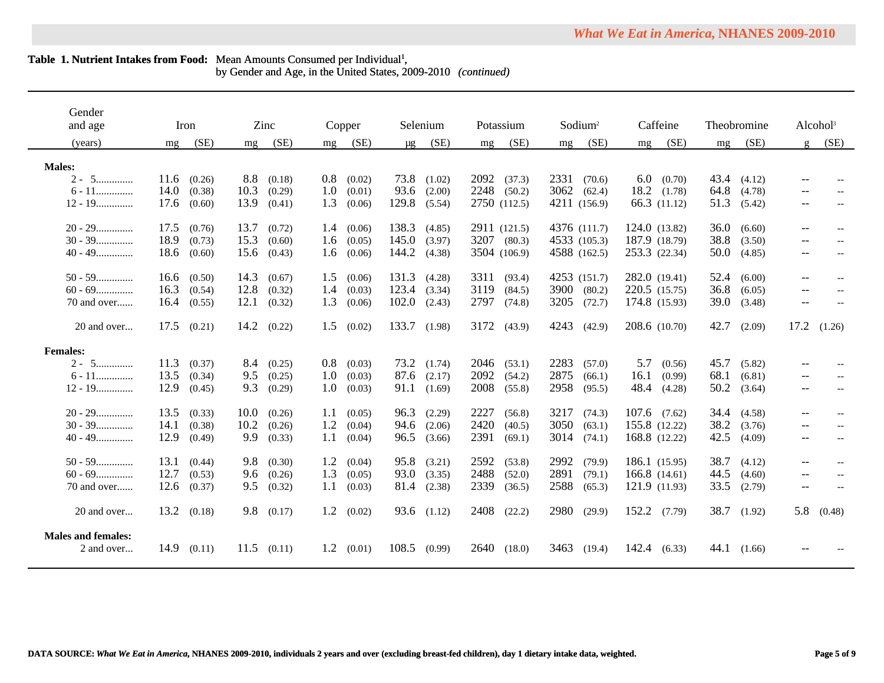**Table 1. Nutrient Intakes from Food:** Mean Amounts Consumed per Individual[1], by Gender and Age, in the United States, 2009-2010 *(continued)*

| Gender and age (years) | Iron mg | Iron (SE) | Zinc mg | Zinc (SE) | Copper mg | Copper (SE) | Selenium µg | Selenium (SE) | Potassium mg | Potassium (SE) | Sodium[2] mg | Sodium[2] (SE) | Caffeine mg | Caffeine (SE) | Theobromine mg | Theobromine (SE) | Alcohol[3] g | Alcohol[3] (SE) |
|---|---|---|---|---|---|---|---|---|---|---|---|---|---|---|---|---|---|---|
| **Males:** | | | | | | | | | | | | | | | | | | |
| 2 - 5 | 11.6 | (0.26) | 8.8 | (0.18) | 0.8 | (0.02) | 73.8 | (1.02) | 2092 | (37.3) | 2331 | (70.6) | 6.0 | (0.70) | 43.4 | (4.12) | -- | -- |
| 6 - 11 | 14.0 | (0.38) | 10.3 | (0.29) | 1.0 | (0.01) | 93.6 | (2.00) | 2248 | (50.2) | 3062 | (62.4) | 18.2 | (1.78) | 64.8 | (4.78) | -- | -- |
| 12 - 19 | 17.6 | (0.60) | 13.9 | (0.41) | 1.3 | (0.06) | 129.8 | (5.54) | 2750 | (112.5) | 4211 | (156.9) | 66.3 | (11.12) | 51.3 | (5.42) | -- | -- |
| 20 - 29 | 17.5 | (0.76) | 13.7 | (0.72) | 1.4 | (0.06) | 138.3 | (4.85) | 2911 | (121.5) | 4376 | (111.7) | 124.0 | (13.82) | 36.0 | (6.60) | -- | -- |
| 30 - 39 | 18.9 | (0.73) | 15.3 | (0.60) | 1.6 | (0.05) | 145.0 | (3.97) | 3207 | (80.3) | 4533 | (105.3) | 187.9 | (18.79) | 38.8 | (3.50) | -- | -- |
| 40 - 49 | 18.6 | (0.60) | 15.6 | (0.43) | 1.6 | (0.06) | 144.2 | (4.38) | 3504 | (106.9) | 4588 | (162.5) | 253.3 | (22.34) | 50.0 | (4.85) | -- | -- |
| 50 - 59 | 16.6 | (0.50) | 14.3 | (0.67) | 1.5 | (0.06) | 131.3 | (4.28) | 3311 | (93.4) | 4253 | (151.7) | 282.0 | (19.41) | 52.4 | (6.00) | -- | -- |
| 60 - 69 | 16.3 | (0.54) | 12.8 | (0.32) | 1.4 | (0.03) | 123.4 | (3.34) | 3119 | (84.5) | 3900 | (80.2) | 220.5 | (15.75) | 36.8 | (6.05) | -- | -- |
| 70 and over | 16.4 | (0.55) | 12.1 | (0.32) | 1.3 | (0.06) | 102.0 | (2.43) | 2797 | (74.8) | 3205 | (72.7) | 174.8 | (15.93) | 39.0 | (3.48) | -- | -- |
| 20 and over | 17.5 | (0.21) | 14.2 | (0.22) | 1.5 | (0.02) | 133.7 | (1.98) | 3172 | (43.9) | 4243 | (42.9) | 208.6 | (10.70) | 42.7 | (2.09) | 17.2 | (1.26) |
| **Females:** | | | | | | | | | | | | | | | | | | |
| 2 - 5 | 11.3 | (0.37) | 8.4 | (0.25) | 0.8 | (0.03) | 73.2 | (1.74) | 2046 | (53.1) | 2283 | (57.0) | 5.7 | (0.56) | 45.7 | (5.82) | -- | -- |
| 6 - 11 | 13.5 | (0.34) | 9.5 | (0.25) | 1.0 | (0.03) | 87.6 | (2.17) | 2092 | (54.2) | 2875 | (66.1) | 16.1 | (0.99) | 68.1 | (6.81) | -- | -- |
| 12 - 19 | 12.9 | (0.45) | 9.3 | (0.29) | 1.0 | (0.03) | 91.1 | (1.69) | 2008 | (55.8) | 2958 | (95.5) | 48.4 | (4.28) | 50.2 | (3.64) | -- | -- |
| 20 - 29 | 13.5 | (0.33) | 10.0 | (0.26) | 1.1 | (0.05) | 96.3 | (2.29) | 2227 | (56.8) | 3217 | (74.3) | 107.6 | (7.62) | 34.4 | (4.58) | -- | -- |
| 30 - 39 | 14.1 | (0.38) | 10.2 | (0.26) | 1.2 | (0.04) | 94.6 | (2.06) | 2420 | (40.5) | 3050 | (63.1) | 155.8 | (12.22) | 38.2 | (3.76) | -- | -- |
| 40 - 49 | 12.9 | (0.49) | 9.9 | (0.33) | 1.1 | (0.04) | 96.5 | (3.66) | 2391 | (69.1) | 3014 | (74.1) | 168.8 | (12.22) | 42.5 | (4.09) | -- | -- |
| 50 - 59 | 13.1 | (0.44) | 9.8 | (0.30) | 1.2 | (0.04) | 95.8 | (3.21) | 2592 | (53.8) | 2992 | (79.9) | 186.1 | (15.95) | 38.7 | (4.12) | -- | -- |
| 60 - 69 | 12.7 | (0.53) | 9.6 | (0.26) | 1.3 | (0.05) | 93.0 | (3.35) | 2488 | (52.0) | 2891 | (79.1) | 166.8 | (14.61) | 44.5 | (4.60) | -- | -- |
| 70 and over | 12.6 | (0.37) | 9.5 | (0.32) | 1.1 | (0.03) | 81.4 | (2.38) | 2339 | (36.5) | 2588 | (65.3) | 121.9 | (11.93) | 33.5 | (2.79) | -- | -- |
| 20 and over | 13.2 | (0.18) | 9.8 | (0.17) | 1.2 | (0.02) | 93.6 | (1.12) | 2408 | (22.2) | 2980 | (29.9) | 152.2 | (7.79) | 38.7 | (1.92) | 5.8 | (0.48) |
| **Males and females:** | | | | | | | | | | | | | | | | | | |
| 2 and over | 14.9 | (0.11) | 11.5 | (0.11) | 1.2 | (0.01) | 108.5 | (0.99) | 2640 | (18.0) | 3463 | (19.4) | 142.4 | (6.33) | 44.1 | (1.66) | -- | -- |

**DATA SOURCE:** ***What We Eat in America*, NHANES 2009-2010, individuals 2 years and over (excluding breast-fed children), day 1 dietary intake data, weighted.**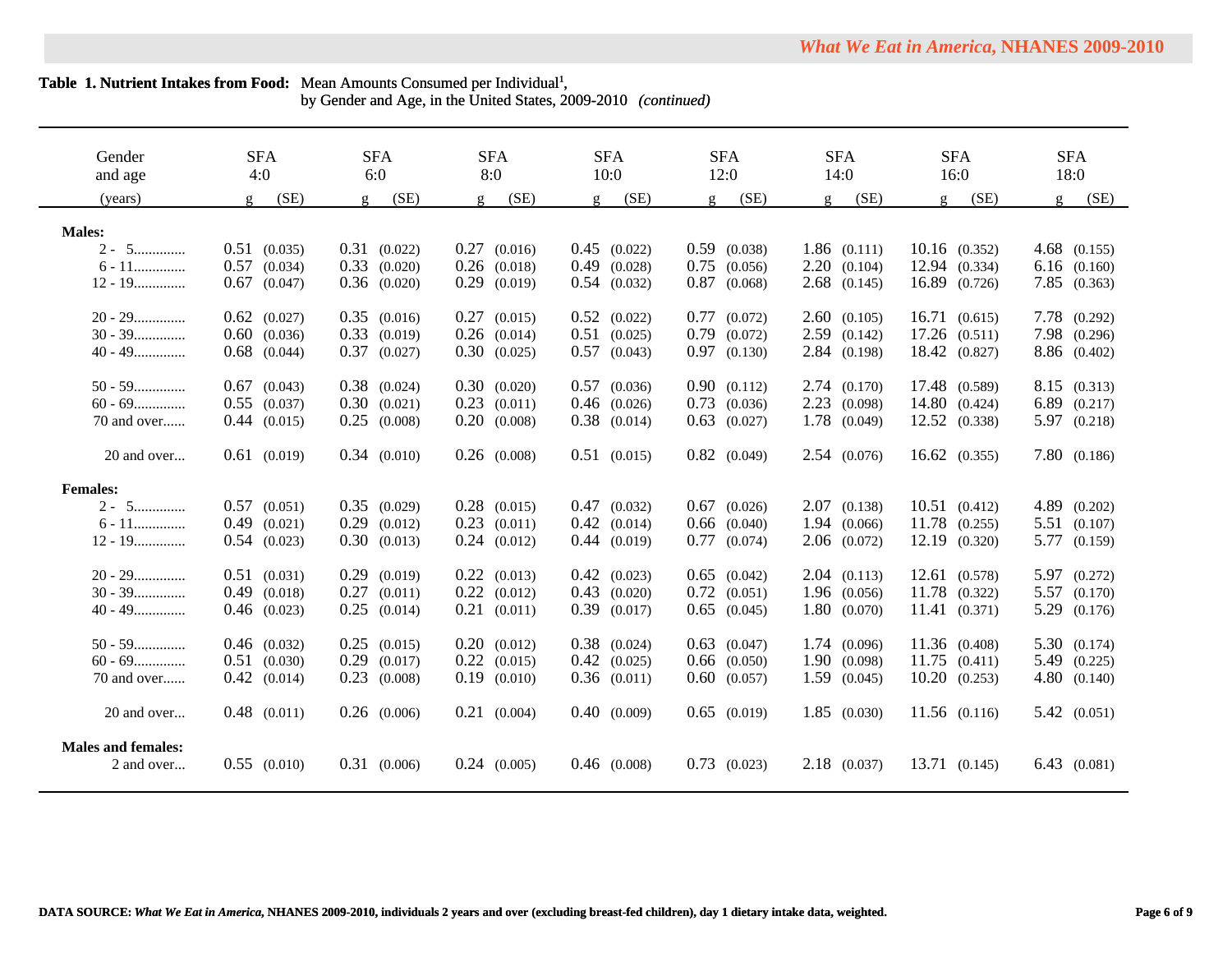**Table 1. Nutrient Intakes from Food:** Mean Amounts Consumed per Individual[1], by Gender and Age, in the United States, 2009-2010 *(continued)*

| Gender and age (years) | SFA 4:0 g | (SE) | SFA 6:0 g | (SE) | SFA 8:0 g | (SE) | SFA 10:0 g | (SE) | SFA 12:0 g | (SE) | SFA 14:0 g | (SE) | SFA 16:0 g | (SE) | SFA 18:0 g | (SE) |
|---|---|---|---|---|---|---|---|---|---|---|---|---|---|---|---|---|
| **Males:** | | | | | | | | | | | | | | | | |
| 2 - 5............. | 0.51 | (0.035) | 0.31 | (0.022) | 0.27 | (0.016) | 0.45 | (0.022) | 0.59 | (0.038) | 1.86 | (0.111) | 10.16 | (0.352) | 4.68 | (0.155) |
| 6 - 11............. | 0.57 | (0.034) | 0.33 | (0.020) | 0.26 | (0.018) | 0.49 | (0.028) | 0.75 | (0.056) | 2.20 | (0.104) | 12.94 | (0.334) | 6.16 | (0.160) |
| 12 - 19............. | 0.67 | (0.047) | 0.36 | (0.020) | 0.29 | (0.019) | 0.54 | (0.032) | 0.87 | (0.068) | 2.68 | (0.145) | 16.89 | (0.726) | 7.85 | (0.363) |
| 20 - 29............. | 0.62 | (0.027) | 0.35 | (0.016) | 0.27 | (0.015) | 0.52 | (0.022) | 0.77 | (0.072) | 2.60 | (0.105) | 16.71 | (0.615) | 7.78 | (0.292) |
| 30 - 39............. | 0.60 | (0.036) | 0.33 | (0.019) | 0.26 | (0.014) | 0.51 | (0.025) | 0.79 | (0.072) | 2.59 | (0.142) | 17.26 | (0.511) | 7.98 | (0.296) |
| 40 - 49............. | 0.68 | (0.044) | 0.37 | (0.027) | 0.30 | (0.025) | 0.57 | (0.043) | 0.97 | (0.130) | 2.84 | (0.198) | 18.42 | (0.827) | 8.86 | (0.402) |
| 50 - 59............. | 0.67 | (0.043) | 0.38 | (0.024) | 0.30 | (0.020) | 0.57 | (0.036) | 0.90 | (0.112) | 2.74 | (0.170) | 17.48 | (0.589) | 8.15 | (0.313) |
| 60 - 69............. | 0.55 | (0.037) | 0.30 | (0.021) | 0.23 | (0.011) | 0.46 | (0.026) | 0.73 | (0.036) | 2.23 | (0.098) | 14.80 | (0.424) | 6.89 | (0.217) |
| 70 and over...... | 0.44 | (0.015) | 0.25 | (0.008) | 0.20 | (0.008) | 0.38 | (0.014) | 0.63 | (0.027) | 1.78 | (0.049) | 12.52 | (0.338) | 5.97 | (0.218) |
| 20 and over... | 0.61 | (0.019) | 0.34 | (0.010) | 0.26 | (0.008) | 0.51 | (0.015) | 0.82 | (0.049) | 2.54 | (0.076) | 16.62 | (0.355) | 7.80 | (0.186) |
| **Females:** | | | | | | | | | | | | | | | | |
| 2 - 5............. | 0.57 | (0.051) | 0.35 | (0.029) | 0.28 | (0.015) | 0.47 | (0.032) | 0.67 | (0.026) | 2.07 | (0.138) | 10.51 | (0.412) | 4.89 | (0.202) |
| 6 - 11............. | 0.49 | (0.021) | 0.29 | (0.012) | 0.23 | (0.011) | 0.42 | (0.014) | 0.66 | (0.040) | 1.94 | (0.066) | 11.78 | (0.255) | 5.51 | (0.107) |
| 12 - 19............. | 0.54 | (0.023) | 0.30 | (0.013) | 0.24 | (0.012) | 0.44 | (0.019) | 0.77 | (0.074) | 2.06 | (0.072) | 12.19 | (0.320) | 5.77 | (0.159) |
| 20 - 29............. | 0.51 | (0.031) | 0.29 | (0.019) | 0.22 | (0.013) | 0.42 | (0.023) | 0.65 | (0.042) | 2.04 | (0.113) | 12.61 | (0.578) | 5.97 | (0.272) |
| 30 - 39............. | 0.49 | (0.018) | 0.27 | (0.011) | 0.22 | (0.012) | 0.43 | (0.020) | 0.72 | (0.051) | 1.96 | (0.056) | 11.78 | (0.322) | 5.57 | (0.170) |
| 40 - 49............. | 0.46 | (0.023) | 0.25 | (0.014) | 0.21 | (0.011) | 0.39 | (0.017) | 0.65 | (0.045) | 1.80 | (0.070) | 11.41 | (0.371) | 5.29 | (0.176) |
| 50 - 59............. | 0.46 | (0.032) | 0.25 | (0.015) | 0.20 | (0.012) | 0.38 | (0.024) | 0.63 | (0.047) | 1.74 | (0.096) | 11.36 | (0.408) | 5.30 | (0.174) |
| 60 - 69............. | 0.51 | (0.030) | 0.29 | (0.017) | 0.22 | (0.015) | 0.42 | (0.025) | 0.66 | (0.050) | 1.90 | (0.098) | 11.75 | (0.411) | 5.49 | (0.225) |
| 70 and over...... | 0.42 | (0.014) | 0.23 | (0.008) | 0.19 | (0.010) | 0.36 | (0.011) | 0.60 | (0.057) | 1.59 | (0.045) | 10.20 | (0.253) | 4.80 | (0.140) |
| 20 and over... | 0.48 | (0.011) | 0.26 | (0.006) | 0.21 | (0.004) | 0.40 | (0.009) | 0.65 | (0.019) | 1.85 | (0.030) | 11.56 | (0.116) | 5.42 | (0.051) |
| **Males and females:** | | | | | | | | | | | | | | | | |
| 2 and over... | 0.55 | (0.010) | 0.31 | (0.006) | 0.24 | (0.005) | 0.46 | (0.008) | 0.73 | (0.023) | 2.18 | (0.037) | 13.71 | (0.145) | 6.43 | (0.081) |

**DATA SOURCE:** ***What We Eat in America*, NHANES 2009-2010, individuals 2 years and over (excluding breast-fed children), day 1 dietary intake data, weighted.**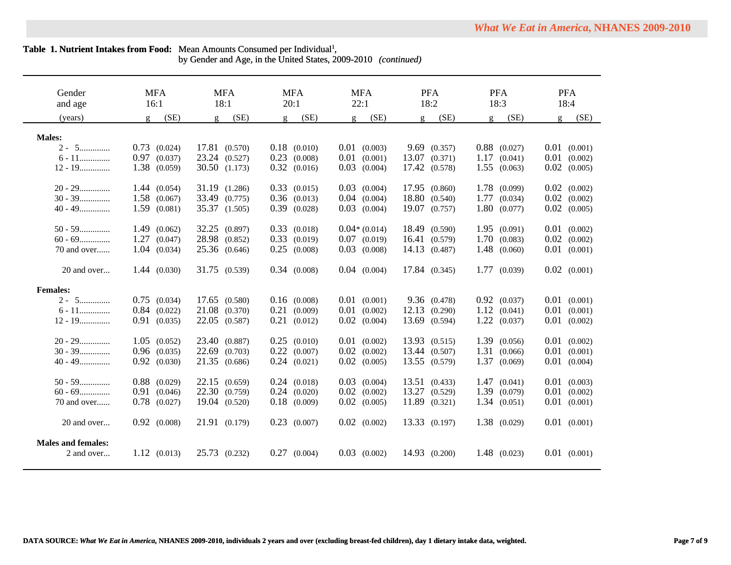**Table 1. Nutrient Intakes from Food:** Mean Amounts Consumed per Individual[1], by Gender and Age, in the United States, 2009-2010 *(continued)*

| Gender and age (years) | MFA 16:1 g | (SE) | MFA 18:1 g | (SE) | MFA 20:1 g | (SE) | MFA 22:1 g | (SE) | PFA 18:2 g | (SE) | PFA 18:3 g | (SE) | PFA 18:4 g | (SE) |
|---|---|---|---|---|---|---|---|---|---|---|---|---|---|---|
| **Males:** | | | | | | | | | | | | | | |
| 2 - 5 | 0.73 | (0.024) | 17.81 | (0.570) | 0.18 | (0.010) | 0.01 | (0.003) | 9.69 | (0.357) | 0.88 | (0.027) | 0.01 | (0.001) |
| 6 - 11 | 0.97 | (0.037) | 23.24 | (0.527) | 0.23 | (0.008) | 0.01 | (0.001) | 13.07 | (0.371) | 1.17 | (0.041) | 0.01 | (0.002) |
| 12 - 19 | 1.38 | (0.059) | 30.50 | (1.173) | 0.32 | (0.016) | 0.03 | (0.004) | 17.42 | (0.578) | 1.55 | (0.063) | 0.02 | (0.005) |
| 20 - 29 | 1.44 | (0.054) | 31.19 | (1.286) | 0.33 | (0.015) | 0.03 | (0.004) | 17.95 | (0.860) | 1.78 | (0.099) | 0.02 | (0.002) |
| 30 - 39 | 1.58 | (0.067) | 33.49 | (0.775) | 0.36 | (0.013) | 0.04 | (0.004) | 18.80 | (0.540) | 1.77 | (0.034) | 0.02 | (0.002) |
| 40 - 49 | 1.59 | (0.081) | 35.37 | (1.505) | 0.39 | (0.028) | 0.03 | (0.004) | 19.07 | (0.757) | 1.80 | (0.077) | 0.02 | (0.005) |
| 50 - 59 | 1.49 | (0.062) | 32.25 | (0.897) | 0.33 | (0.018) | 0.04* | (0.014) | 18.49 | (0.590) | 1.95 | (0.091) | 0.01 | (0.002) |
| 60 - 69 | 1.27 | (0.047) | 28.98 | (0.852) | 0.33 | (0.019) | 0.07 | (0.019) | 16.41 | (0.579) | 1.70 | (0.083) | 0.02 | (0.002) |
| 70 and over | 1.04 | (0.034) | 25.36 | (0.646) | 0.25 | (0.008) | 0.03 | (0.008) | 14.13 | (0.487) | 1.48 | (0.060) | 0.01 | (0.001) |
| 20 and over | 1.44 | (0.030) | 31.75 | (0.539) | 0.34 | (0.008) | 0.04 | (0.004) | 17.84 | (0.345) | 1.77 | (0.039) | 0.02 | (0.001) |
| **Females:** | | | | | | | | | | | | | | |
| 2 - 5 | 0.75 | (0.034) | 17.65 | (0.580) | 0.16 | (0.008) | 0.01 | (0.001) | 9.36 | (0.478) | 0.92 | (0.037) | 0.01 | (0.001) |
| 6 - 11 | 0.84 | (0.022) | 21.08 | (0.370) | 0.21 | (0.009) | 0.01 | (0.002) | 12.13 | (0.290) | 1.12 | (0.041) | 0.01 | (0.001) |
| 12 - 19 | 0.91 | (0.035) | 22.05 | (0.587) | 0.21 | (0.012) | 0.02 | (0.004) | 13.69 | (0.594) | 1.22 | (0.037) | 0.01 | (0.002) |
| 20 - 29 | 1.05 | (0.052) | 23.40 | (0.887) | 0.25 | (0.010) | 0.01 | (0.002) | 13.93 | (0.515) | 1.39 | (0.056) | 0.01 | (0.002) |
| 30 - 39 | 0.96 | (0.035) | 22.69 | (0.703) | 0.22 | (0.007) | 0.02 | (0.002) | 13.44 | (0.507) | 1.31 | (0.066) | 0.01 | (0.001) |
| 40 - 49 | 0.92 | (0.030) | 21.35 | (0.686) | 0.24 | (0.021) | 0.02 | (0.005) | 13.55 | (0.579) | 1.37 | (0.069) | 0.01 | (0.004) |
| 50 - 59 | 0.88 | (0.029) | 22.15 | (0.659) | 0.24 | (0.018) | 0.03 | (0.004) | 13.51 | (0.433) | 1.47 | (0.041) | 0.01 | (0.003) |
| 60 - 69 | 0.91 | (0.046) | 22.30 | (0.759) | 0.24 | (0.020) | 0.02 | (0.002) | 13.27 | (0.529) | 1.39 | (0.079) | 0.01 | (0.002) |
| 70 and over | 0.78 | (0.027) | 19.04 | (0.520) | 0.18 | (0.009) | 0.02 | (0.005) | 11.89 | (0.321) | 1.34 | (0.051) | 0.01 | (0.001) |
| 20 and over | 0.92 | (0.008) | 21.91 | (0.179) | 0.23 | (0.007) | 0.02 | (0.002) | 13.33 | (0.197) | 1.38 | (0.029) | 0.01 | (0.001) |
| **Males and females:** | | | | | | | | | | | | | | |
| 2 and over | 1.12 | (0.013) | 25.73 | (0.232) | 0.27 | (0.004) | 0.03 | (0.002) | 14.93 | (0.200) | 1.48 | (0.023) | 0.01 | (0.001) |

**DATA SOURCE:** ***What We Eat in America*, NHANES 2009-2010, individuals 2 years and over (excluding breast-fed children), day 1 dietary intake data, weighted.**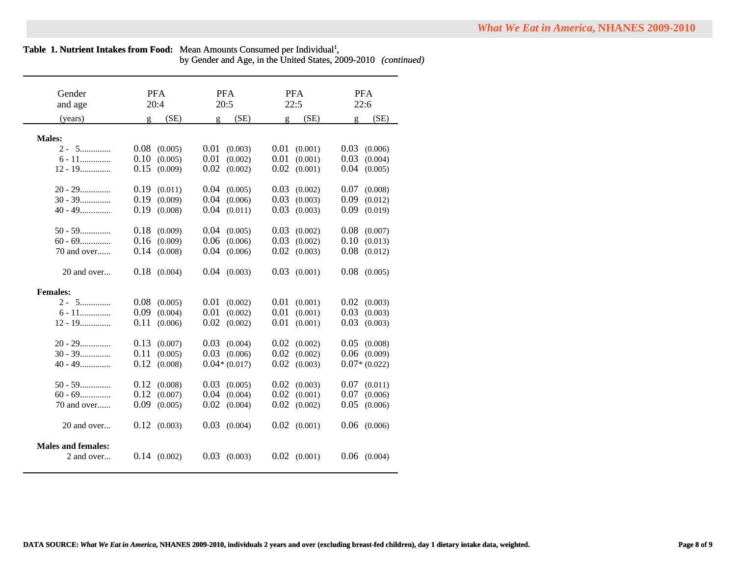**Table 1. Nutrient Intakes from Food:** Mean Amounts Consumed per Individual[1], by Gender and Age, in the United States, 2009-2010 *(continued)*

| Gender and age (years) | PFA 20:4 g | (SE) | PFA 20:5 g | (SE) | PFA 22:5 g | (SE) | PFA 22:6 g | (SE) |
|---|---|---|---|---|---|---|---|---|
| **Males:** | | | | | | | | |
| 2 - 5 | 0.08 | (0.005) | 0.01 | (0.003) | 0.01 | (0.001) | 0.03 | (0.006) |
| 6 - 11 | 0.10 | (0.005) | 0.01 | (0.002) | 0.01 | (0.001) | 0.03 | (0.004) |
| 12 - 19 | 0.15 | (0.009) | 0.02 | (0.002) | 0.02 | (0.001) | 0.04 | (0.005) |
| 20 - 29 | 0.19 | (0.011) | 0.04 | (0.005) | 0.03 | (0.002) | 0.07 | (0.008) |
| 30 - 39 | 0.19 | (0.009) | 0.04 | (0.006) | 0.03 | (0.003) | 0.09 | (0.012) |
| 40 - 49 | 0.19 | (0.008) | 0.04 | (0.011) | 0.03 | (0.003) | 0.09 | (0.019) |
| 50 - 59 | 0.18 | (0.009) | 0.04 | (0.005) | 0.03 | (0.002) | 0.08 | (0.007) |
| 60 - 69 | 0.16 | (0.009) | 0.06 | (0.006) | 0.03 | (0.002) | 0.10 | (0.013) |
| 70 and over | 0.14 | (0.008) | 0.04 | (0.006) | 0.02 | (0.003) | 0.08 | (0.012) |
| 20 and over | 0.18 | (0.004) | 0.04 | (0.003) | 0.03 | (0.001) | 0.08 | (0.005) |
| **Females:** | | | | | | | | |
| 2 - 5 | 0.08 | (0.005) | 0.01 | (0.002) | 0.01 | (0.001) | 0.02 | (0.003) |
| 6 - 11 | 0.09 | (0.004) | 0.01 | (0.002) | 0.01 | (0.001) | 0.03 | (0.003) |
| 12 - 19 | 0.11 | (0.006) | 0.02 | (0.002) | 0.01 | (0.001) | 0.03 | (0.003) |
| 20 - 29 | 0.13 | (0.007) | 0.03 | (0.004) | 0.02 | (0.002) | 0.05 | (0.008) |
| 30 - 39 | 0.11 | (0.005) | 0.03 | (0.006) | 0.02 | (0.002) | 0.06 | (0.009) |
| 40 - 49 | 0.12 | (0.008) | 0.04* | (0.017) | 0.02 | (0.003) | 0.07* | (0.022) |
| 50 - 59 | 0.12 | (0.008) | 0.03 | (0.005) | 0.02 | (0.003) | 0.07 | (0.011) |
| 60 - 69 | 0.12 | (0.007) | 0.04 | (0.004) | 0.02 | (0.001) | 0.07 | (0.006) |
| 70 and over | 0.09 | (0.005) | 0.02 | (0.004) | 0.02 | (0.002) | 0.05 | (0.006) |
| 20 and over | 0.12 | (0.003) | 0.03 | (0.004) | 0.02 | (0.001) | 0.06 | (0.006) |
| **Males and females:** | | | | | | | | |
| 2 and over | 0.14 | (0.002) | 0.03 | (0.003) | 0.02 | (0.001) | 0.06 | (0.004) |

**DATA SOURCE:** ***What We Eat in America*****, NHANES 2009-2010, individuals 2 years and over (excluding breast-fed children), day 1 dietary intake data, weighted.**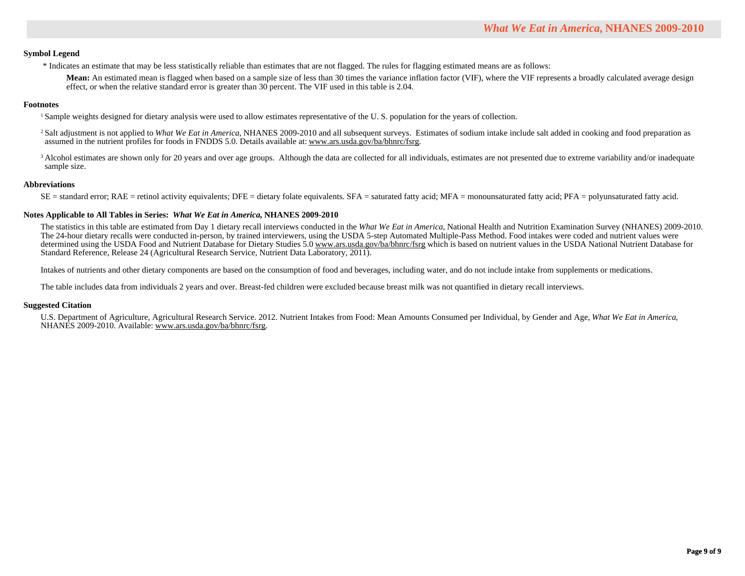### Symbol Legend

* Indicates an estimate that may be less statistically reliable than estimates that are not flagged. The rules for flagging estimated means are as follows:

**Mean:** An estimated mean is flagged when based on a sample size of less than 30 times the variance inflation factor (VIF), where the VIF represents a broadly calculated average design effect, or when the relative standard error is greater than 30 percent. The VIF used in this table is 2.04.

### Footnotes

[1] Sample weights designed for dietary analysis were used to allow estimates representative of the U. S. population for the years of collection.

[2] Salt adjustment is not applied to *What We Eat in America*, NHANES 2009-2010 and all subsequent surveys. Estimates of sodium intake include salt added in cooking and food preparation as assumed in the nutrient profiles for foods in FNDDS 5.0. Details available at: www.ars.usda.gov/ba/bhnrc/fsrg.

[3] Alcohol estimates are shown only for 20 years and over age groups. Although the data are collected for all individuals, estimates are not presented due to extreme variability and/or inadequate sample size.

### Abbreviations

SE = standard error; RAE = retinol activity equivalents; DFE = dietary folate equivalents. SFA = saturated fatty acid; MFA = monounsaturated fatty acid; PFA = polyunsaturated fatty acid.

### Notes Applicable to All Tables in Series: *What We Eat in America*, NHANES 2009-2010

The statistics in this table are estimated from Day 1 dietary recall interviews conducted in the *What We Eat in America*, National Health and Nutrition Examination Survey (NHANES) 2009-2010. The 24-hour dietary recalls were conducted in-person, by trained interviewers, using the USDA 5-step Automated Multiple-Pass Method. Food intakes were coded and nutrient values were determined using the USDA Food and Nutrient Database for Dietary Studies 5.0 www.ars.usda.gov/ba/bhnrc/fsrg which is based on nutrient values in the USDA National Nutrient Database for Standard Reference, Release 24 (Agricultural Research Service, Nutrient Data Laboratory, 2011).

Intakes of nutrients and other dietary components are based on the consumption of food and beverages, including water, and do not include intake from supplements or medications.

The table includes data from individuals 2 years and over. Breast-fed children were excluded because breast milk was not quantified in dietary recall interviews.

### Suggested Citation

U.S. Department of Agriculture, Agricultural Research Service. 2012. Nutrient Intakes from Food: Mean Amounts Consumed per Individual, by Gender and Age, *What We Eat in America*, NHANES 2009-2010. Available: www.ars.usda.gov/ba/bhnrc/fsrg.